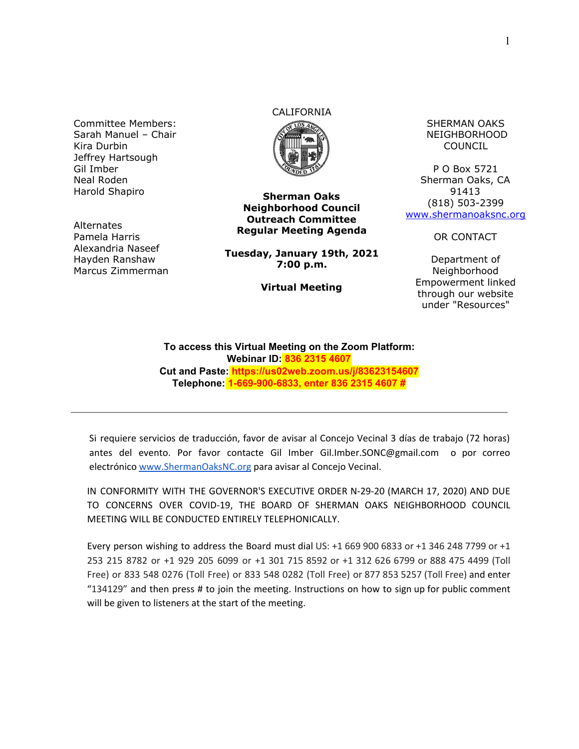Committee Members:
Sarah Manuel – Chair
Kira Durbin
Jeffrey Hartsough
Gil Imber
Neal Roden
Harold Shapiro

Alternates
Pamela Harris
Alexandria Naseef
Hayden Ranshaw
Marcus Zimmerman

CALIFORNIA

**Sherman Oaks Neighborhood Council Outreach Committee Regular Meeting Agenda**

**Tuesday, January 19th, 2021**
**7:00 p.m.**

**Virtual Meeting**

SHERMAN OAKS NEIGHBORHOOD COUNCIL

P O Box 5721
Sherman Oaks, CA 91413
(818) 503-2399
[www.shermanoaksnc.org](http://www.shermanoaksnc.org)

OR CONTACT

Department of Neighborhood Empowerment linked through our website under "Resources"

**To access this Virtual Meeting on the Zoom Platform:**
**Webinar ID: 836 2315 4607**
**Cut and Paste: https://us02web.zoom.us/j/83623154607**
**Telephone: 1-669-900-6833, enter 836 2315 4607 #**

---

Si requiere servicios de traducción, favor de avisar al Concejo Vecinal 3 días de trabajo (72 horas) antes del evento. Por favor contacte Gil Imber Gil.Imber.SONC@gmail.com o por correo electrónico [www.ShermanOaksNC.org](http://www.ShermanOaksNC.org) para avisar al Concejo Vecinal.

IN CONFORMITY WITH THE GOVERNOR'S EXECUTIVE ORDER N-29-20 (MARCH 17, 2020) AND DUE TO CONCERNS OVER COVID-19, THE BOARD OF SHERMAN OAKS NEIGHBORHOOD COUNCIL MEETING WILL BE CONDUCTED ENTIRELY TELEPHONICALLY.

Every person wishing to address the Board must dial US: +1 669 900 6833 or +1 346 248 7799 or +1 253 215 8782 or +1 929 205 6099 or +1 301 715 8592 or +1 312 626 6799 or 888 475 4499 (Toll Free) or 833 548 0276 (Toll Free) or 833 548 0282 (Toll Free) or 877 853 5257 (Toll Free) and enter "134129" and then press # to join the meeting. Instructions on how to sign up for public comment will be given to listeners at the start of the meeting.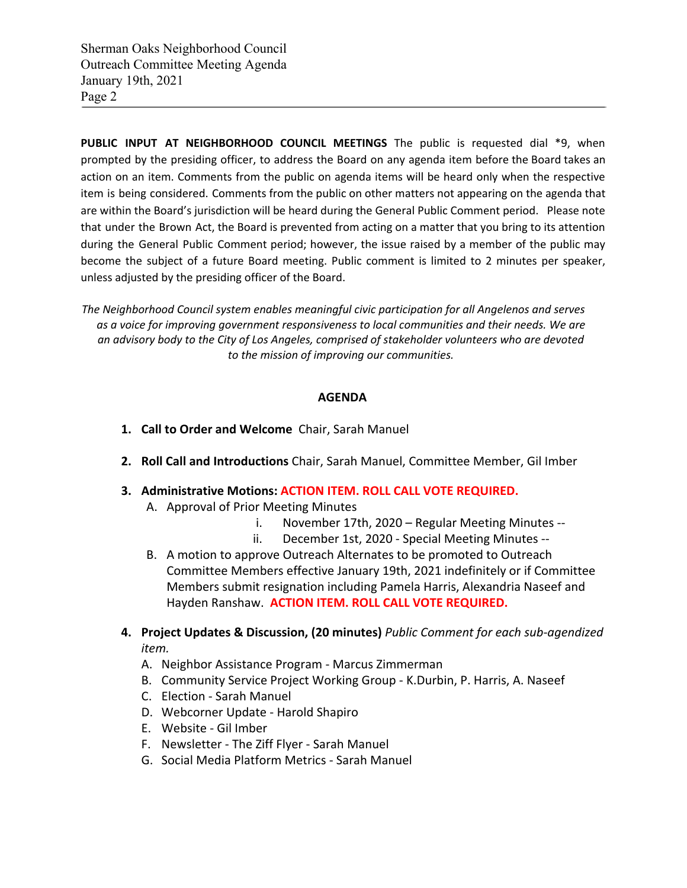**PUBLIC INPUT AT NEIGHBORHOOD COUNCIL MEETINGS** The public is requested dial *9, when prompted by the presiding officer, to address the Board on any agenda item before the Board takes an action on an item. Comments from the public on agenda items will be heard only when the respective item is being considered. Comments from the public on other matters not appearing on the agenda that are within the Board's jurisdiction will be heard during the General Public Comment period. Please note that under the Brown Act, the Board is prevented from acting on a matter that you bring to its attention during the General Public Comment period; however, the issue raised by a member of the public may become the subject of a future Board meeting. Public comment is limited to 2 minutes per speaker, unless adjusted by the presiding officer of the Board.

*The Neighborhood Council system enables meaningful civic participation for all Angelenos and serves as a voice for improving government responsiveness to local communities and their needs. We are an advisory body to the City of Los Angeles, comprised of stakeholder volunteers who are devoted to the mission of improving our communities.*

## AGENDA

1. **Call to Order and Welcome** Chair, Sarah Manuel

2. **Roll Call and Introductions** Chair, Sarah Manuel, Committee Member, Gil Imber

3. **Administrative Motions: ACTION ITEM. ROLL CALL VOTE REQUIRED.**
   - A. Approval of Prior Meeting Minutes
     - i. November 17th, 2020 – Regular Meeting Minutes --
     - ii. December 1st, 2020 - Special Meeting Minutes --
   - B. A motion to approve Outreach Alternates to be promoted to Outreach Committee Members effective January 19th, 2021 indefinitely or if Committee Members submit resignation including Pamela Harris, Alexandria Naseef and Hayden Ranshaw. **ACTION ITEM. ROLL CALL VOTE REQUIRED.**

4. **Project Updates & Discussion, (20 minutes)** *Public Comment for each sub-agendized item.*
   - A. Neighbor Assistance Program - Marcus Zimmerman
   - B. Community Service Project Working Group - K.Durbin, P. Harris, A. Naseef
   - C. Election - Sarah Manuel
   - D. Webcorner Update - Harold Shapiro
   - E. Website - Gil Imber
   - F. Newsletter - The Ziff Flyer - Sarah Manuel
   - G. Social Media Platform Metrics - Sarah Manuel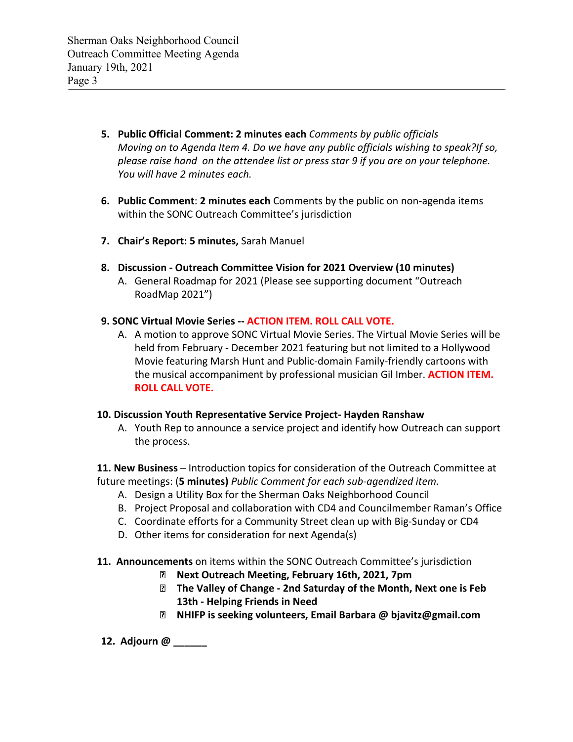5. **Public Official Comment: 2 minutes each** *Comments by public officials Moving on to Agenda Item 4. Do we have any public officials wishing to speak?If so, please raise hand on the attendee list or press star 9 if you are on your telephone. You will have 2 minutes each.*

6. **Public Comment**: **2 minutes each** Comments by the public on non-agenda items within the SONC Outreach Committee's jurisdiction

7. **Chair's Report: 5 minutes,** Sarah Manuel

8. **Discussion - Outreach Committee Vision for 2021 Overview (10 minutes)**
   A. General Roadmap for 2021 (Please see supporting document "Outreach RoadMap 2021")

9. **SONC Virtual Movie Series -- ACTION ITEM. ROLL CALL VOTE.**
   A. A motion to approve SONC Virtual Movie Series. The Virtual Movie Series will be held from February - December 2021 featuring but not limited to a Hollywood Movie featuring Marsh Hunt and Public-domain Family-friendly cartoons with the musical accompaniment by professional musician Gil Imber. **ACTION ITEM. ROLL CALL VOTE.**

10. **Discussion Youth Representative Service Project- Hayden Ranshaw**
    A. Youth Rep to announce a service project and identify how Outreach can support the process.

11. **New Business** – Introduction topics for consideration of the Outreach Committee at future meetings: (**5 minutes)** *Public Comment for each sub-agendized item.*
    A. Design a Utility Box for the Sherman Oaks Neighborhood Council
    B. Project Proposal and collaboration with CD4 and Councilmember Raman's Office
    C. Coordinate efforts for a Community Street clean up with Big-Sunday or CD4
    D. Other items for consideration for next Agenda(s)

11. **Announcements** on items within the SONC Outreach Committee's jurisdiction
    - **Next Outreach Meeting, February 16th, 2021, 7pm**
    - **The Valley of Change - 2nd Saturday of the Month, Next one is Feb 13th - Helping Friends in Need**
    - **NHIFP is seeking volunteers, Email Barbara @ bjavitz@gmail.com**

12. **Adjourn @ ______**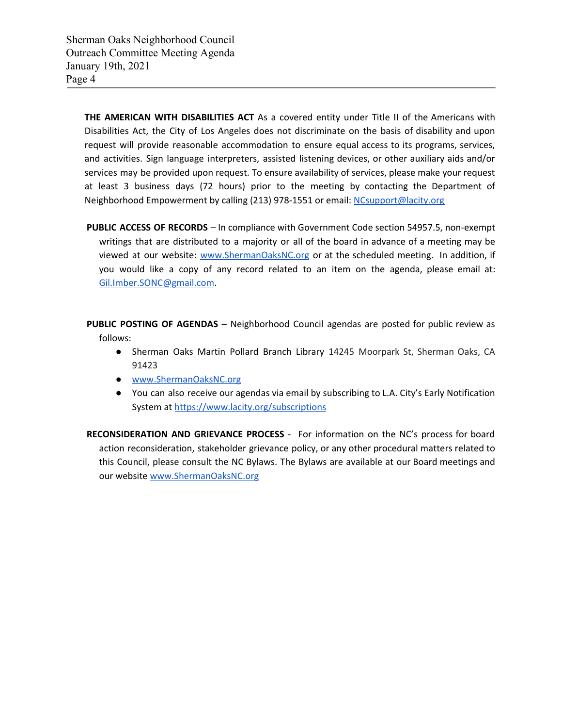**THE AMERICAN WITH DISABILITIES ACT** As a covered entity under Title II of the Americans with Disabilities Act, the City of Los Angeles does not discriminate on the basis of disability and upon request will provide reasonable accommodation to ensure equal access to its programs, services, and activities. Sign language interpreters, assisted listening devices, or other auxiliary aids and/or services may be provided upon request. To ensure availability of services, please make your request at least 3 business days (72 hours) prior to the meeting by contacting the Department of Neighborhood Empowerment by calling (213) 978-1551 or email: NCsupport@lacity.org

**PUBLIC ACCESS OF RECORDS** – In compliance with Government Code section 54957.5, non-exempt writings that are distributed to a majority or all of the board in advance of a meeting may be viewed at our website: www.ShermanOaksNC.org or at the scheduled meeting. In addition, if you would like a copy of any record related to an item on the agenda, please email at: Gil.Imber.SONC@gmail.com.

**PUBLIC POSTING OF AGENDAS** – Neighborhood Council agendas are posted for public review as follows:

- Sherman Oaks Martin Pollard Branch Library 14245 Moorpark St, Sherman Oaks, CA 91423
- www.ShermanOaksNC.org
- You can also receive our agendas via email by subscribing to L.A. City's Early Notification System at https://www.lacity.org/subscriptions

**RECONSIDERATION AND GRIEVANCE PROCESS** - For information on the NC's process for board action reconsideration, stakeholder grievance policy, or any other procedural matters related to this Council, please consult the NC Bylaws. The Bylaws are available at our Board meetings and our website www.ShermanOaksNC.org